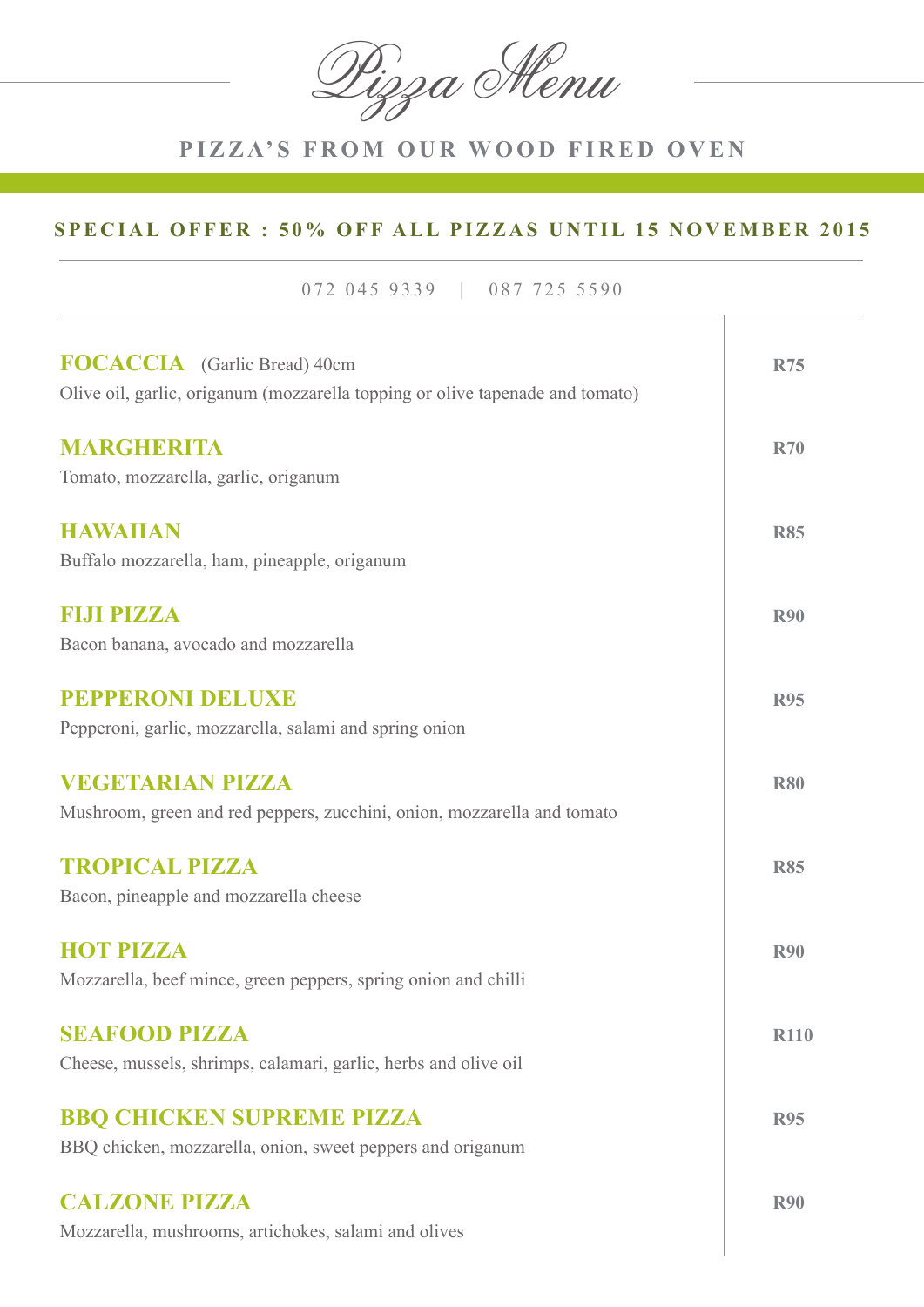# Pizza Menu

## PIZZA'S FROM OUR WOOD FIRED OVEN

**SPECIAL OFFER : 50% OFF ALL PIZZAS UNTIL 15 NOVEMBER 2015**

072 045 9339 | 087 725 5590

| Pizza | Price |
|---|---|
| **FOCACCIA** (Garlic Bread) 40cm<br>Olive oil, garlic, origanum (mozzarella topping or olive tapenade and tomato) | **R75** |
| **MARGHERITA**<br>Tomato, mozzarella, garlic, origanum | **R70** |
| **HAWAIIAN**<br>Buffalo mozzarella, ham, pineapple, origanum | **R85** |
| **FIJI PIZZA**<br>Bacon banana, avocado and mozzarella | **R90** |
| **PEPPERONI DELUXE**<br>Pepperoni, garlic, mozzarella, salami and spring onion | **R95** |
| **VEGETARIAN PIZZA**<br>Mushroom, green and red peppers, zucchini, onion, mozzarella and tomato | **R80** |
| **TROPICAL PIZZA**<br>Bacon, pineapple and mozzarella cheese | **R85** |
| **HOT PIZZA**<br>Mozzarella, beef mince, green peppers, spring onion and chilli | **R90** |
| **SEAFOOD PIZZA**<br>Cheese, mussels, shrimps, calamari, garlic, herbs and olive oil | **R110** |
| **BBQ CHICKEN SUPREME PIZZA**<br>BBQ chicken, mozzarella, onion, sweet peppers and origanum | **R95** |
| **CALZONE PIZZA**<br>Mozzarella, mushrooms, artichokes, salami and olives | **R90** |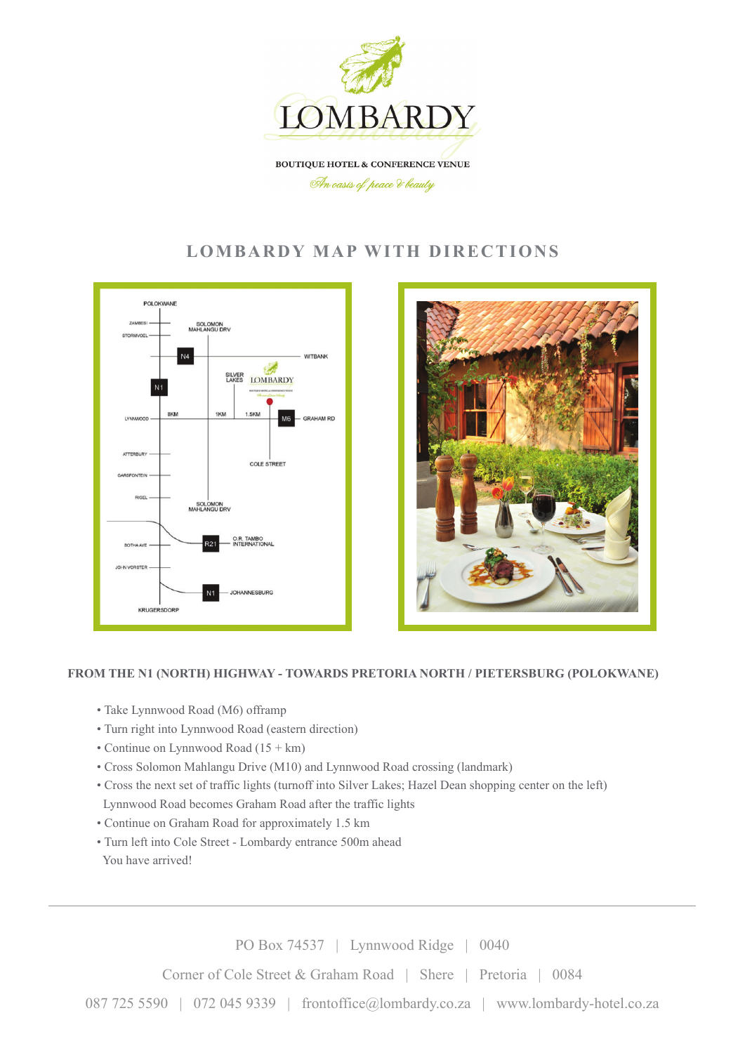LOMBARDY

BOUTIQUE HOTEL & CONFERENCE VENUE

*An oasis of peace & beauty*

## LOMBARDY MAP WITH DIRECTIONS

POLOKWANE
ZAMBESI
STORMVOEL
SOLOMON MAHLANGU DRV
N4
WITBANK
N1
SILVER LAKES
LOMBARDY
LYNNWOOD
8KM
1KM
1.5KM
M6
GRAHAM RD
ATTERBURY
GARSFONTEIN
COLE STREET
RIGEL
SOLOMON MAHLANGU DRV
BOTHA AVE
R21
O.R. TAMBO INTERNATIONAL
JOHN VORSTER
N1
JOHANNESBURG
KRUGERSDORP

**FROM THE N1 (NORTH) HIGHWAY - TOWARDS PRETORIA NORTH / PIETERSBURG (POLOKWANE)**

- Take Lynnwood Road (M6) offramp
- Turn right into Lynnwood Road (eastern direction)
- Continue on Lynnwood Road (15 + km)
- Cross Solomon Mahlangu Drive (M10) and Lynnwood Road crossing (landmark)
- Cross the next set of traffic lights (turnoff into Silver Lakes; Hazel Dean shopping center on the left) Lynnwood Road becomes Graham Road after the traffic lights
- Continue on Graham Road for approximately 1.5 km
- Turn left into Cole Street - Lombardy entrance 500m ahead You have arrived!

---

PO Box 74537 | Lynnwood Ridge | 0040

Corner of Cole Street & Graham Road | Shere | Pretoria | 0084

087 725 5590 | 072 045 9339 | frontoffice@lombardy.co.za | www.lombardy-hotel.co.za